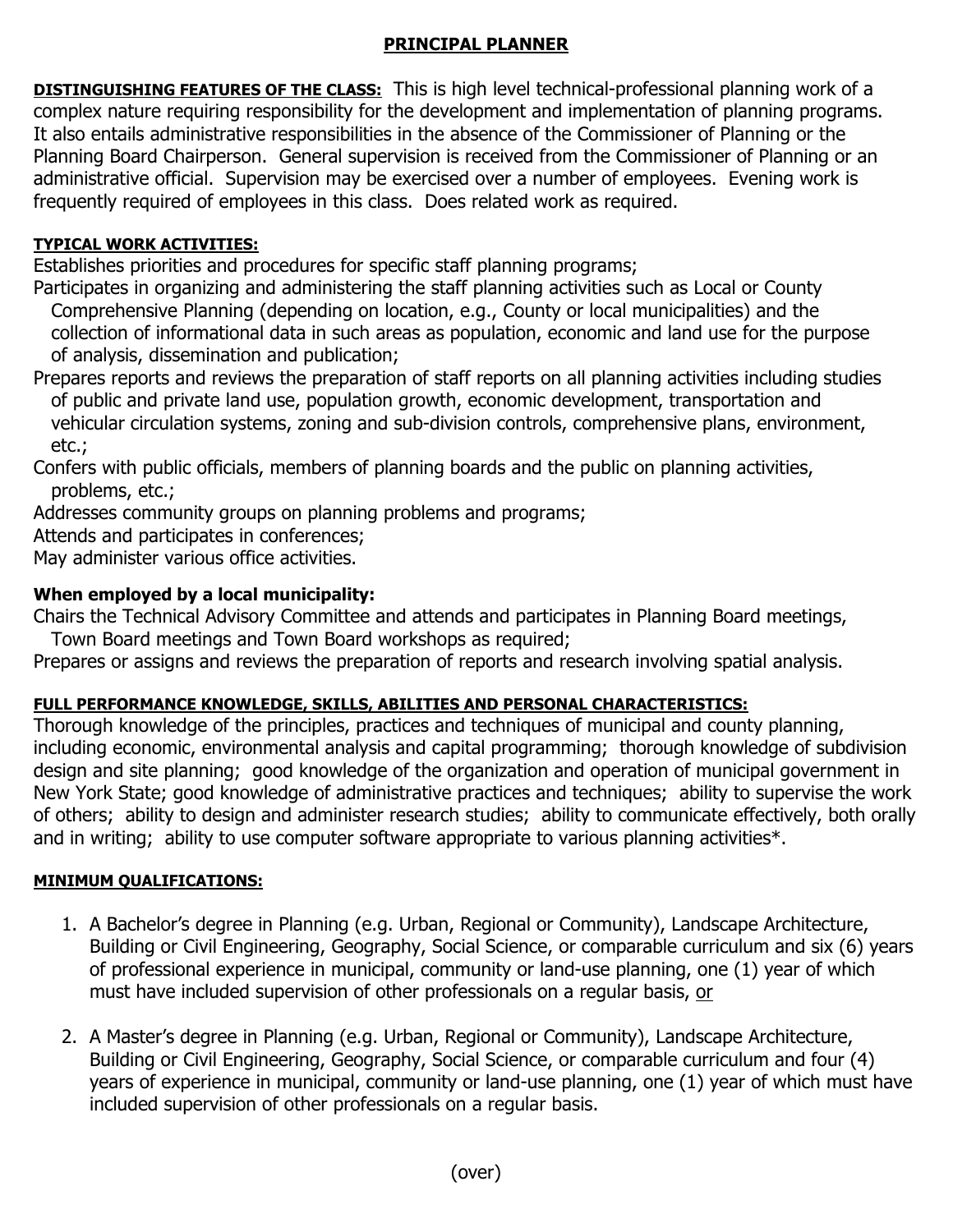# PRINCIPAL PLANNER

**DISTINGUISHING FEATURES OF THE CLASS:** This is high level technical-professional planning work of a complex nature requiring responsibility for the development and implementation of planning programs. It also entails administrative responsibilities in the absence of the Commissioner of Planning or the Planning Board Chairperson. General supervision is received from the Commissioner of Planning or an administrative official. Supervision may be exercised over a number of employees. Evening work is frequently required of employees in this class. Does related work as required.

**TYPICAL WORK ACTIVITIES:**

Establishes priorities and procedures for specific staff planning programs;

Participates in organizing and administering the staff planning activities such as Local or County Comprehensive Planning (depending on location, e.g., County or local municipalities) and the collection of informational data in such areas as population, economic and land use for the purpose of analysis, dissemination and publication;

Prepares reports and reviews the preparation of staff reports on all planning activities including studies of public and private land use, population growth, economic development, transportation and vehicular circulation systems, zoning and sub-division controls, comprehensive plans, environment, etc.;

Confers with public officials, members of planning boards and the public on planning activities, problems, etc.;

Addresses community groups on planning problems and programs;

Attends and participates in conferences;

May administer various office activities.

**When employed by a local municipality:**

Chairs the Technical Advisory Committee and attends and participates in Planning Board meetings, Town Board meetings and Town Board workshops as required;

Prepares or assigns and reviews the preparation of reports and research involving spatial analysis.

**FULL PERFORMANCE KNOWLEDGE, SKILLS, ABILITIES AND PERSONAL CHARACTERISTICS:**

Thorough knowledge of the principles, practices and techniques of municipal and county planning, including economic, environmental analysis and capital programming; thorough knowledge of subdivision design and site planning; good knowledge of the organization and operation of municipal government in New York State; good knowledge of administrative practices and techniques; ability to supervise the work of others; ability to design and administer research studies; ability to communicate effectively, both orally and in writing; ability to use computer software appropriate to various planning activities*.

**MINIMUM QUALIFICATIONS:**

1. A Bachelor's degree in Planning (e.g. Urban, Regional or Community), Landscape Architecture, Building or Civil Engineering, Geography, Social Science, or comparable curriculum and six (6) years of professional experience in municipal, community or land-use planning, one (1) year of which must have included supervision of other professionals on a regular basis, or

2. A Master's degree in Planning (e.g. Urban, Regional or Community), Landscape Architecture, Building or Civil Engineering, Geography, Social Science, or comparable curriculum and four (4) years of experience in municipal, community or land-use planning, one (1) year of which must have included supervision of other professionals on a regular basis.

(over)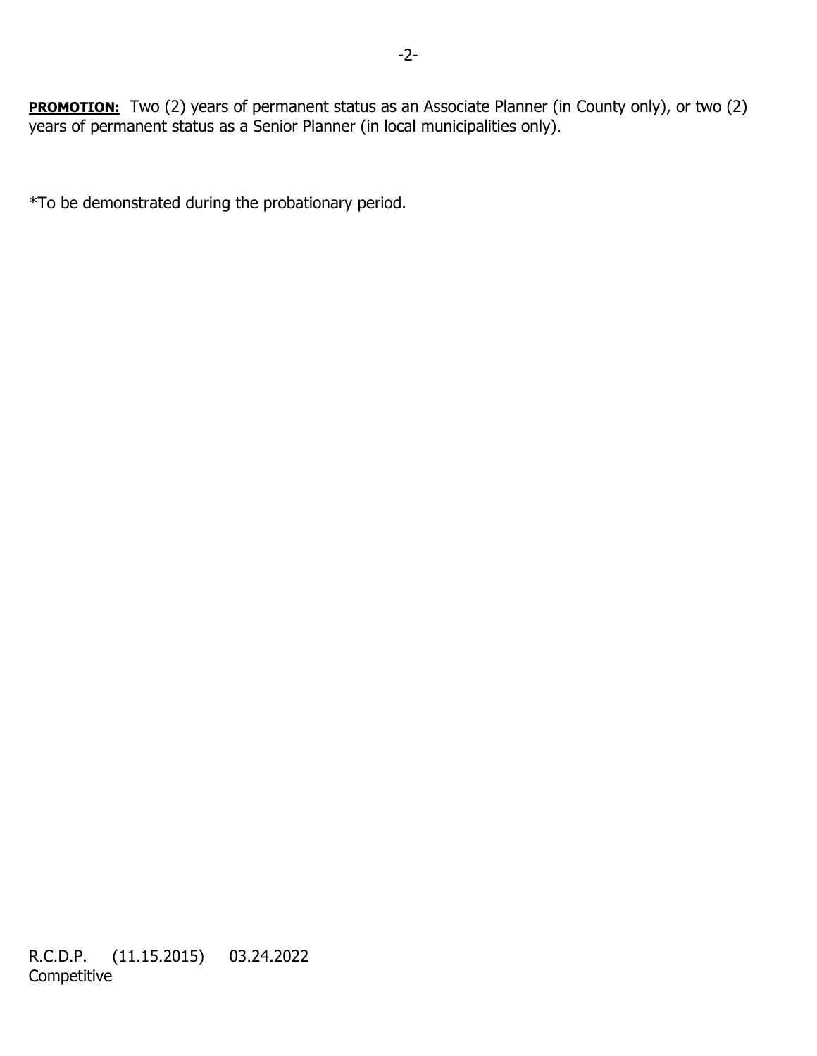**<u>PROMOTION:</u>** Two (2) years of permanent status as an Associate Planner (in County only), or two (2) years of permanent status as a Senior Planner (in local municipalities only).

*To be demonstrated during the probationary period.

R.C.D.P. (11.15.2015) 03.24.2022
Competitive